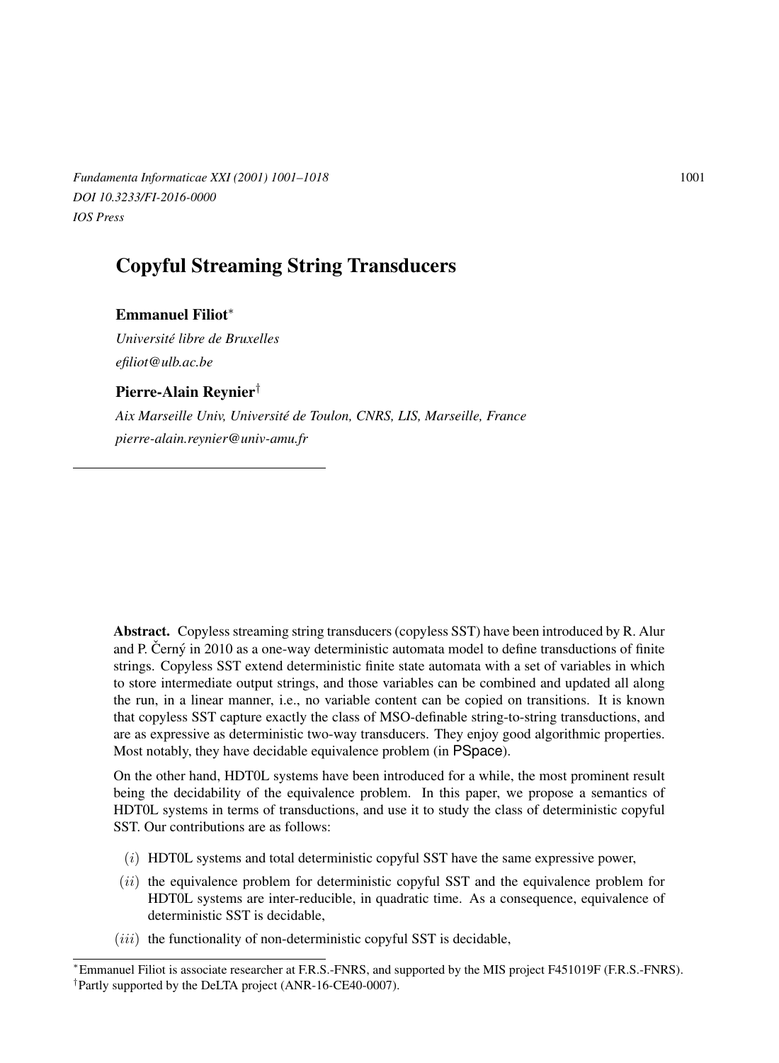# Copyful Streaming String Transducers

**Emmanuel Filiot**[*]

*Université libre de Bruxelles*

*efiliot@ulb.ac.be*

**Pierre-Alain Reynier**[†]

*Aix Marseille Univ, Université de Toulon, CNRS, LIS, Marseille, France*

*pierre-alain.reynier@univ-amu.fr*

---

**Abstract.** Copyless streaming string transducers (copyless SST) have been introduced by R. Alur and P. Černý in 2010 as a one-way deterministic automata model to define transductions of finite strings. Copyless SST extend deterministic finite state automata with a set of variables in which to store intermediate output strings, and those variables can be combined and updated all along the run, in a linear manner, i.e., no variable content can be copied on transitions. It is known that copyless SST capture exactly the class of MSO-definable string-to-string transductions, and are as expressive as deterministic two-way transducers. They enjoy good algorithmic properties. Most notably, they have decidable equivalence problem (in PSpace).

On the other hand, HDT0L systems have been introduced for a while, the most prominent result being the decidability of the equivalence problem. In this paper, we propose a semantics of HDT0L systems in terms of transductions, and use it to study the class of deterministic copyful SST. Our contributions are as follows:

- $(i)$ HDT0L systems and total deterministic copyful SST have the same expressive power,
- $(ii)$ the equivalence problem for deterministic copyful SST and the equivalence problem for HDT0L systems are inter-reducible, in quadratic time. As a consequence, equivalence of deterministic SST is decidable,
- $(iii)$ the functionality of non-deterministic copyful SST is decidable,

---

[*] Emmanuel Filiot is associate researcher at F.R.S.-FNRS, and supported by the MIS project F451019F (F.R.S.-FNRS).

[†] Partly supported by the DeLTA project (ANR-16-CE40-0007).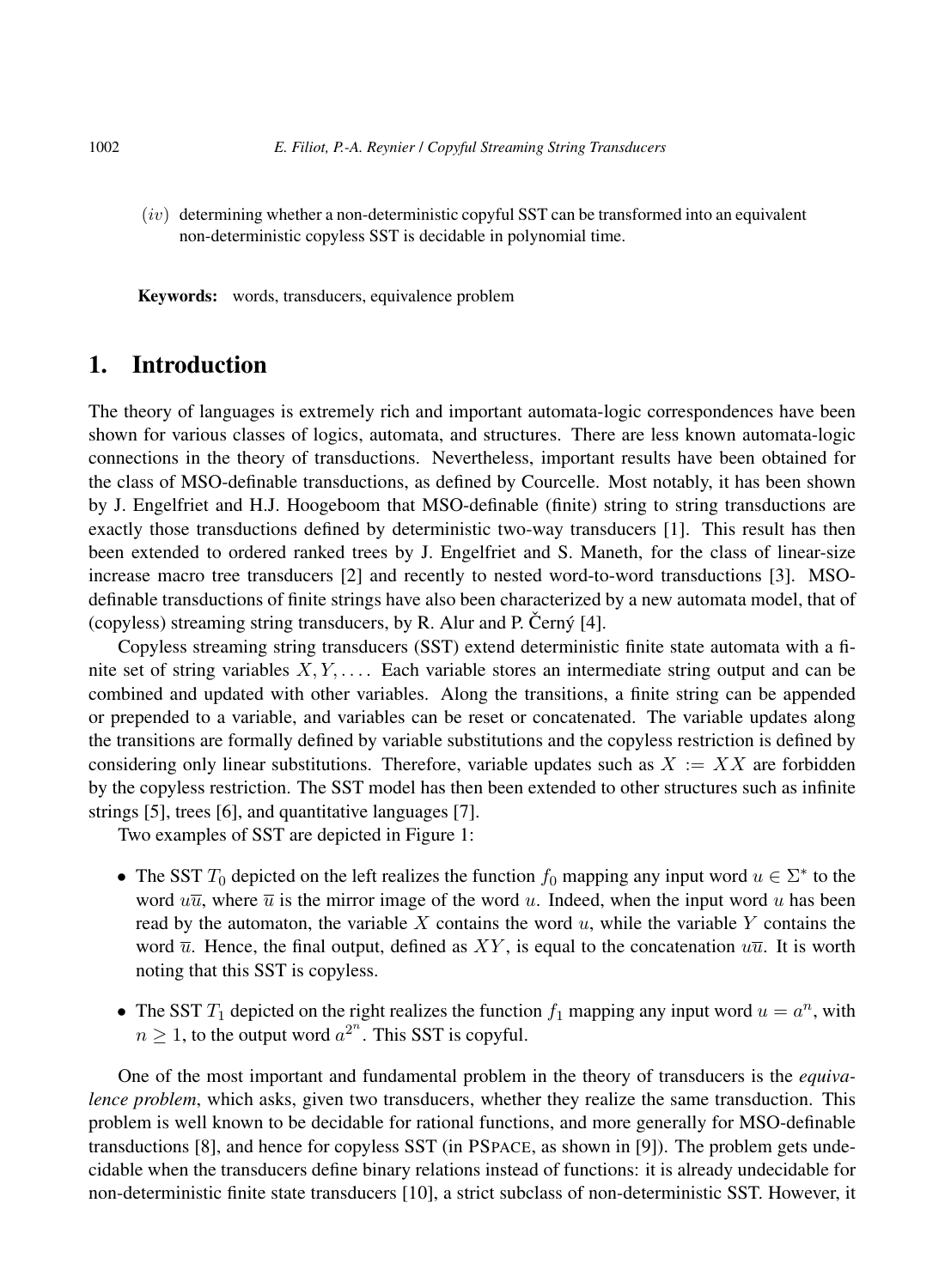$(iv)$ determining whether a non-deterministic copyful SST can be transformed into an equivalent non-deterministic copyless SST is decidable in polynomial time.

**Keywords:** words, transducers, equivalence problem

# 1. Introduction

The theory of languages is extremely rich and important automata-logic correspondences have been shown for various classes of logics, automata, and structures. There are less known automata-logic connections in the theory of transductions. Nevertheless, important results have been obtained for the class of MSO-definable transductions, as defined by Courcelle. Most notably, it has been shown by J. Engelfriet and H.J. Hoogeboom that MSO-definable (finite) string to string transductions are exactly those transductions defined by deterministic two-way transducers [1]. This result has then been extended to ordered ranked trees by J. Engelfriet and S. Maneth, for the class of linear-size increase macro tree transducers [2] and recently to nested word-to-word transductions [3]. MSO-definable transductions of finite strings have also been characterized by a new automata model, that of (copyless) streaming string transducers, by R. Alur and P. Černý [4].

Copyless streaming string transducers (SST) extend deterministic finite state automata with a finite set of string variables $X, Y, \ldots$. Each variable stores an intermediate string output and can be combined and updated with other variables. Along the transitions, a finite string can be appended or prepended to a variable, and variables can be reset or concatenated. The variable updates along the transitions are formally defined by variable substitutions and the copyless restriction is defined by considering only linear substitutions. Therefore, variable updates such as $X := XX$ are forbidden by the copyless restriction. The SST model has then been extended to other structures such as infinite strings [5], trees [6], and quantitative languages [7].

Two examples of SST are depicted in Figure 1:

- The SST $T_0$ depicted on the left realizes the function $f_0$ mapping any input word $u \in \Sigma^*$ to the word $u\overline{u}$, where $\overline{u}$ is the mirror image of the word $u$. Indeed, when the input word $u$ has been read by the automaton, the variable $X$ contains the word $u$, while the variable $Y$ contains the word $\overline{u}$. Hence, the final output, defined as $XY$, is equal to the concatenation $u\overline{u}$. It is worth noting that this SST is copyless.
- The SST $T_1$ depicted on the right realizes the function $f_1$ mapping any input word $u = a^n$, with $n \geq 1$, to the output word $a^{2^n}$. This SST is copyful.

One of the most important and fundamental problem in the theory of transducers is the *equivalence problem*, which asks, given two transducers, whether they realize the same transduction. This problem is well known to be decidable for rational functions, and more generally for MSO-definable transductions [8], and hence for copyless SST (in PSPACE, as shown in [9]). The problem gets undecidable when the transducers define binary relations instead of functions: it is already undecidable for non-deterministic finite state transducers [10], a strict subclass of non-deterministic SST. However, it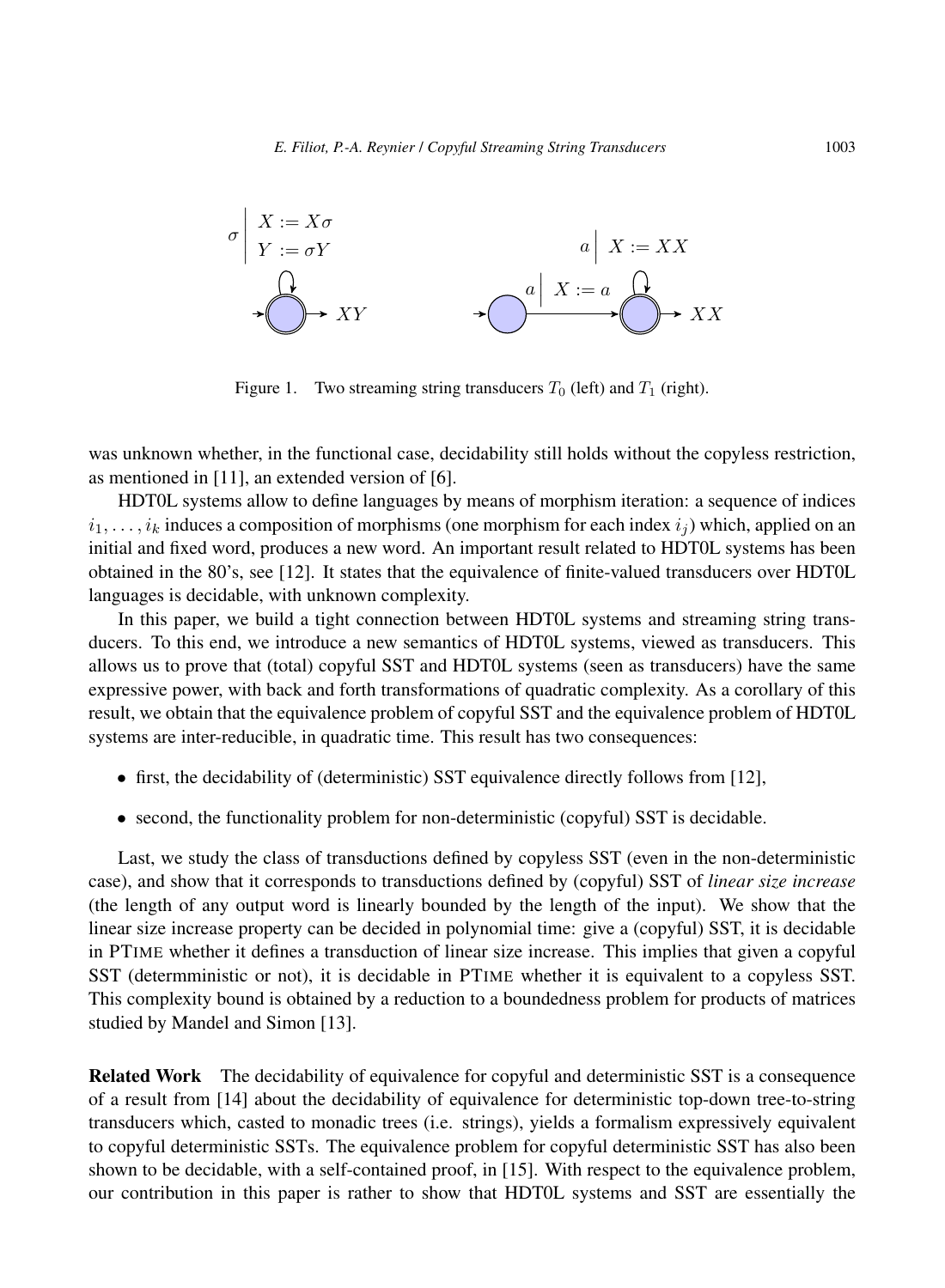Figure 1. Two streaming string transducers $T_0$ (left) and $T_1$ (right).

was unknown whether, in the functional case, decidability still holds without the copyless restriction, as mentioned in [11], an extended version of [6].

HDT0L systems allow to define languages by means of morphism iteration: a sequence of indices $i_1, \ldots, i_k$ induces a composition of morphisms (one morphism for each index $i_j$) which, applied on an initial and fixed word, produces a new word. An important result related to HDT0L systems has been obtained in the 80's, see [12]. It states that the equivalence of finite-valued transducers over HDT0L languages is decidable, with unknown complexity.

In this paper, we build a tight connection between HDT0L systems and streaming string transducers. To this end, we introduce a new semantics of HDT0L systems, viewed as transducers. This allows us to prove that (total) copyful SST and HDT0L systems (seen as transducers) have the same expressive power, with back and forth transformations of quadratic complexity. As a corollary of this result, we obtain that the equivalence problem of copyful SST and the equivalence problem of HDT0L systems are inter-reducible, in quadratic time. This result has two consequences:

- first, the decidability of (deterministic) SST equivalence directly follows from [12],
- second, the functionality problem for non-deterministic (copyful) SST is decidable.

Last, we study the class of transductions defined by copyless SST (even in the non-deterministic case), and show that it corresponds to transductions defined by (copyful) SST of *linear size increase* (the length of any output word is linearly bounded by the length of the input). We show that the linear size increase property can be decided in polynomial time: give a (copyful) SST, it is decidable in PTIME whether it defines a transduction of linear size increase. This implies that given a copyful SST (determministic or not), it is decidable in PTIME whether it is equivalent to a copyless SST. This complexity bound is obtained by a reduction to a boundedness problem for products of matrices studied by Mandel and Simon [13].

**Related Work** The decidability of equivalence for copyful and deterministic SST is a consequence of a result from [14] about the decidability of equivalence for deterministic top-down tree-to-string transducers which, casted to monadic trees (i.e. strings), yields a formalism expressively equivalent to copyful deterministic SSTs. The equivalence problem for copyful deterministic SST has also been shown to be decidable, with a self-contained proof, in [15]. With respect to the equivalence problem, our contribution in this paper is rather to show that HDT0L systems and SST are essentially the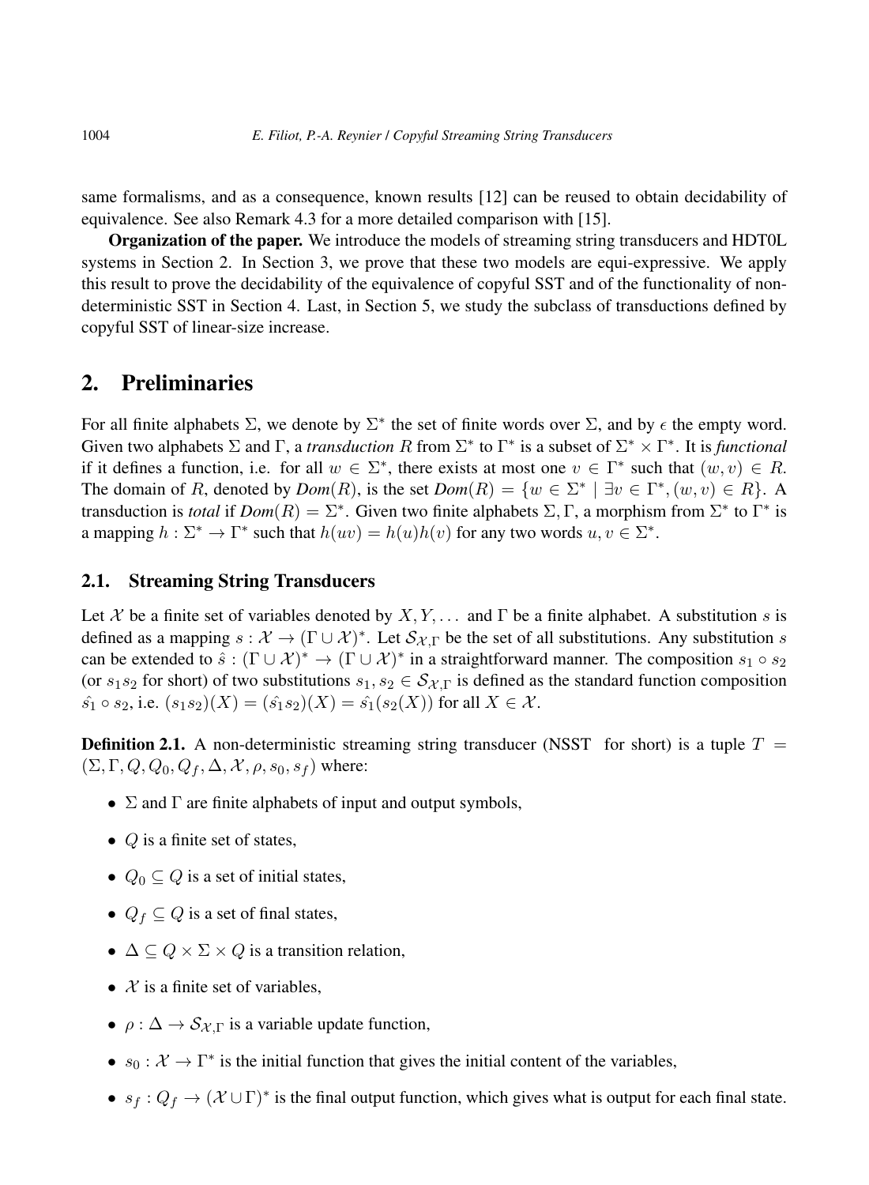same formalisms, and as a consequence, known results [12] can be reused to obtain decidability of equivalence. See also Remark 4.3 for a more detailed comparison with [15].

**Organization of the paper.** We introduce the models of streaming string transducers and HDT0L systems in Section 2. In Section 3, we prove that these two models are equi-expressive. We apply this result to prove the decidability of the equivalence of copyful SST and of the functionality of non-deterministic SST in Section 4. Last, in Section 5, we study the subclass of transductions defined by copyful SST of linear-size increase.

## 2. Preliminaries

For all finite alphabets $\Sigma$, we denote by $\Sigma^*$ the set of finite words over $\Sigma$, and by $\epsilon$ the empty word. Given two alphabets $\Sigma$ and $\Gamma$, a *transduction* $R$ from $\Sigma^*$ to $\Gamma^*$ is a subset of $\Sigma^* \times \Gamma^*$. It is *functional* if it defines a function, i.e. for all $w \in \Sigma^*$, there exists at most one $v \in \Gamma^*$ such that $(w, v) \in R$. The domain of $R$, denoted by *Dom*$(R)$, is the set *Dom*$(R) = \{w \in \Sigma^* \mid \exists v \in \Gamma^*, (w, v) \in R\}$. A transduction is *total* if *Dom*$(R) = \Sigma^*$. Given two finite alphabets $\Sigma, \Gamma$, a morphism from $\Sigma^*$ to $\Gamma^*$ is a mapping $h : \Sigma^* \to \Gamma^*$ such that $h(uv) = h(u)h(v)$ for any two words $u, v \in \Sigma^*$.

### 2.1. Streaming String Transducers

Let $\mathcal{X}$ be a finite set of variables denoted by $X, Y, \ldots$ and $\Gamma$ be a finite alphabet. A substitution $s$ is defined as a mapping $s : \mathcal{X} \to (\Gamma \cup \mathcal{X})^*$. Let $\mathcal{S}_{\mathcal{X},\Gamma}$ be the set of all substitutions. Any substitution $s$ can be extended to $\hat{s} : (\Gamma \cup \mathcal{X})^* \to (\Gamma \cup \mathcal{X})^*$ in a straightforward manner. The composition $s_1 \circ s_2$ (or $s_1 s_2$ for short) of two substitutions $s_1, s_2 \in \mathcal{S}_{\mathcal{X},\Gamma}$ is defined as the standard function composition $\hat{s_1} \circ s_2$, i.e. $(s_1 s_2)(X) = (\hat{s_1} s_2)(X) = \hat{s_1}(s_2(X))$ for all $X \in \mathcal{X}$.

**Definition 2.1.** A non-deterministic streaming string transducer (NSST for short) is a tuple $T = (\Sigma, \Gamma, Q, Q_0, Q_f, \Delta, \mathcal{X}, \rho, s_0, s_f)$ where:

- $\Sigma$ and $\Gamma$ are finite alphabets of input and output symbols,
- $Q$ is a finite set of states,
- $Q_0 \subseteq Q$ is a set of initial states,
- $Q_f \subseteq Q$ is a set of final states,
- $\Delta \subseteq Q \times \Sigma \times Q$ is a transition relation,
- $\mathcal{X}$ is a finite set of variables,
- $\rho : \Delta \to \mathcal{S}_{\mathcal{X},\Gamma}$ is a variable update function,
- $s_0 : \mathcal{X} \to \Gamma^*$ is the initial function that gives the initial content of the variables,
- $s_f : Q_f \to (\mathcal{X} \cup \Gamma)^*$ is the final output function, which gives what is output for each final state.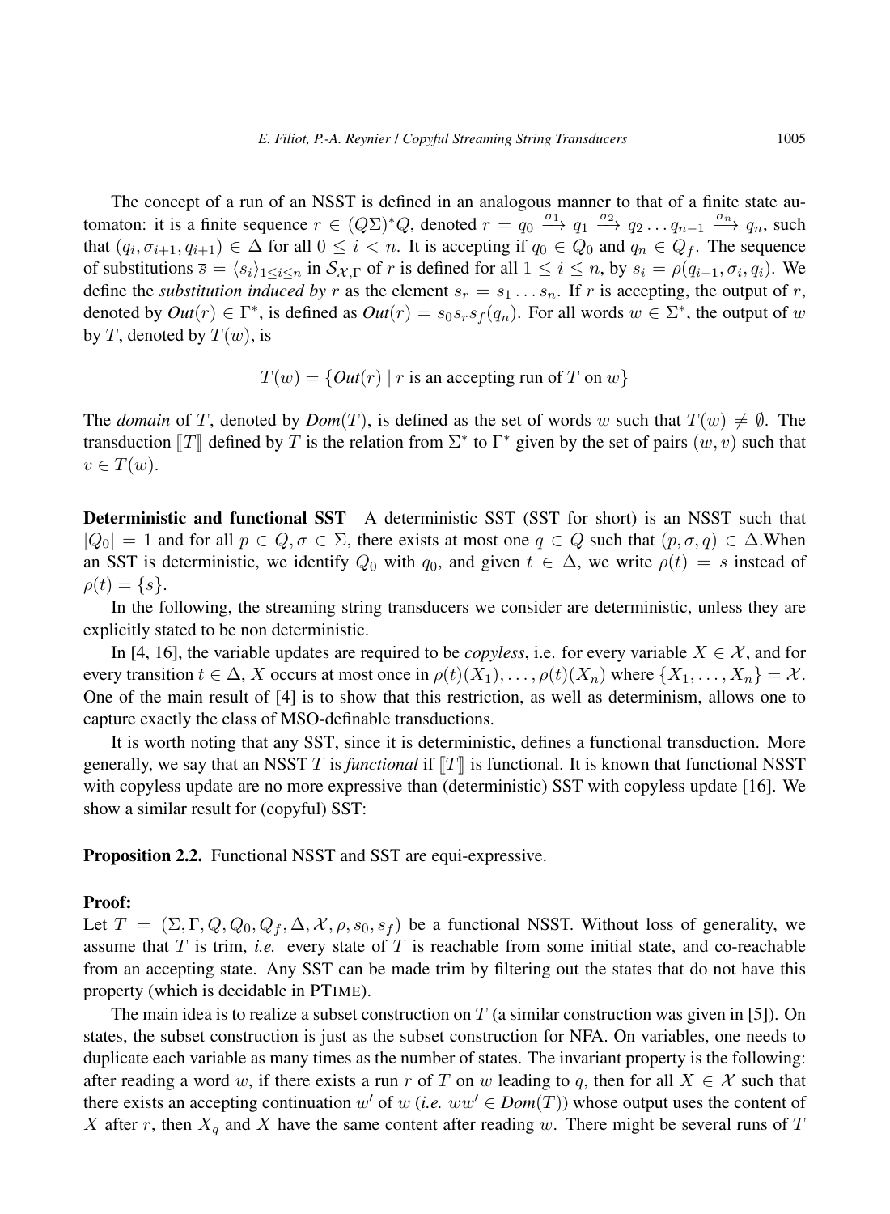The concept of a run of an NSST is defined in an analogous manner to that of a finite state automaton: it is a finite sequence $r \in (Q\Sigma)^*Q$, denoted $r = q_0 \xrightarrow{\sigma_1} q_1 \xrightarrow{\sigma_2} q_2 \ldots q_{n-1} \xrightarrow{\sigma_n} q_n$, such that $(q_i, \sigma_{i+1}, q_{i+1}) \in \Delta$ for all $0 \leq i < n$. It is accepting if $q_0 \in Q_0$ and $q_n \in Q_f$. The sequence of substitutions $\overline{s} = \langle s_i \rangle_{1 \leq i \leq n}$ in $\mathcal{S}_{\mathcal{X},\Gamma}$ of $r$ is defined for all $1 \leq i \leq n$, by $s_i = \rho(q_{i-1}, \sigma_i, q_i)$. We define the *substitution induced by* $r$ as the element $s_r = s_1 \ldots s_n$. If $r$ is accepting, the output of $r$, denoted by $\mathit{Out}(r) \in \Gamma^*$, is defined as $\mathit{Out}(r) = s_0 s_r s_f(q_n)$. For all words $w \in \Sigma^*$, the output of $w$ by $T$, denoted by $T(w)$, is

$$T(w) = \{\mathit{Out}(r) \mid r \text{ is an accepting run of } T \text{ on } w\}$$

The *domain* of $T$, denoted by $\mathit{Dom}(T)$, is defined as the set of words $w$ such that $T(w) \neq \emptyset$. The transduction $[\![T]\!]$ defined by $T$ is the relation from $\Sigma^*$ to $\Gamma^*$ given by the set of pairs $(w, v)$ such that $v \in T(w)$.

**Deterministic and functional SST** A deterministic SST (SST for short) is an NSST such that $|Q_0| = 1$ and for all $p \in Q, \sigma \in \Sigma$, there exists at most one $q \in Q$ such that $(p, \sigma, q) \in \Delta$.When an SST is deterministic, we identify $Q_0$ with $q_0$, and given $t \in \Delta$, we write $\rho(t) = s$ instead of $\rho(t) = \{s\}$.

In the following, the streaming string transducers we consider are deterministic, unless they are explicitly stated to be non deterministic.

In [4, 16], the variable updates are required to be *copyless*, i.e. for every variable $X \in \mathcal{X}$, and for every transition $t \in \Delta$, $X$ occurs at most once in $\rho(t)(X_1), \ldots, \rho(t)(X_n)$ where $\{X_1, \ldots, X_n\} = \mathcal{X}$. One of the main result of [4] is to show that this restriction, as well as determinism, allows one to capture exactly the class of MSO-definable transductions.

It is worth noting that any SST, since it is deterministic, defines a functional transduction. More generally, we say that an NSST $T$ is *functional* if $[\![T]\!]$ is functional. It is known that functional NSST with copyless update are no more expressive than (deterministic) SST with copyless update [16]. We show a similar result for (copyful) SST:

**Proposition 2.2.** Functional NSST and SST are equi-expressive.

**Proof:**
Let $T = (\Sigma, \Gamma, Q, Q_0, Q_f, \Delta, \mathcal{X}, \rho, s_0, s_f)$ be a functional NSST. Without loss of generality, we assume that $T$ is trim, *i.e.* every state of $T$ is reachable from some initial state, and co-reachable from an accepting state. Any SST can be made trim by filtering out the states that do not have this property (which is decidable in PTIME).

The main idea is to realize a subset construction on $T$ (a similar construction was given in [5]). On states, the subset construction is just as the subset construction for NFA. On variables, one needs to duplicate each variable as many times as the number of states. The invariant property is the following: after reading a word $w$, if there exists a run $r$ of $T$ on $w$ leading to $q$, then for all $X \in \mathcal{X}$ such that there exists an accepting continuation $w'$ of $w$ (*i.e.* $ww' \in \mathit{Dom}(T)$) whose output uses the content of $X$ after $r$, then $X_q$ and $X$ have the same content after reading $w$. There might be several runs of $T$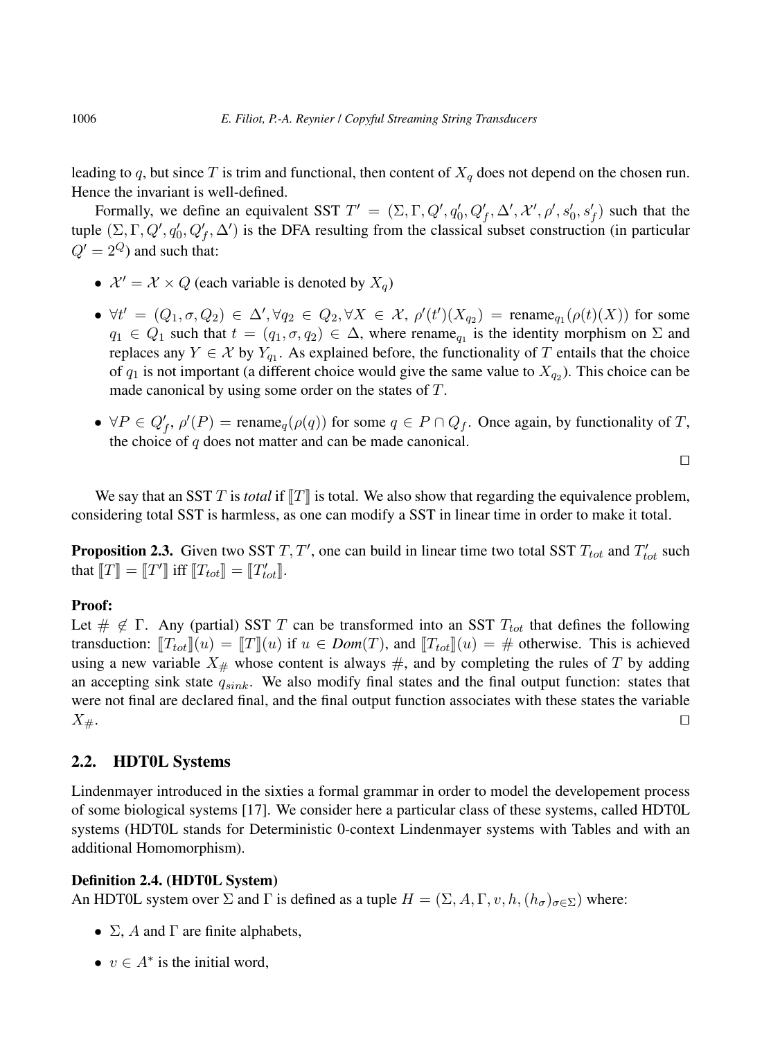leading to $q$, but since $T$ is trim and functional, then content of $X_q$ does not depend on the chosen run. Hence the invariant is well-defined.

Formally, we define an equivalent SST $T' = (\Sigma, \Gamma, Q', q_0', Q_f', \Delta', \mathcal{X}', \rho', s_0', s_f')$ such that the tuple $(\Sigma, \Gamma, Q', q_0', Q_f', \Delta')$ is the DFA resulting from the classical subset construction (in particular $Q' = 2^Q$) and such that:

- $\mathcal{X}' = \mathcal{X} \times Q$ (each variable is denoted by $X_q$)
- $\forall t' = (Q_1, \sigma, Q_2) \in \Delta', \forall q_2 \in Q_2, \forall X \in \mathcal{X}$, $\rho'(t')(X_{q_2}) = \text{rename}_{q_1}(\rho(t)(X))$ for some $q_1 \in Q_1$ such that $t = (q_1, \sigma, q_2) \in \Delta$, where $\text{rename}_{q_1}$ is the identity morphism on $\Sigma$ and replaces any $Y \in \mathcal{X}$ by $Y_{q_1}$. As explained before, the functionality of $T$ entails that the choice of $q_1$ is not important (a different choice would give the same value to $X_{q_2}$). This choice can be made canonical by using some order on the states of $T$.
- $\forall P \in Q_f'$, $\rho'(P) = \text{rename}_q(\rho(q))$ for some $q \in P \cap Q_f$. Once again, by functionality of $T$, the choice of $q$ does not matter and can be made canonical.

□

We say that an SST $T$ is *total* if $[\![T]\!]$ is total. We also show that regarding the equivalence problem, considering total SST is harmless, as one can modify a SST in linear time in order to make it total.

**Proposition 2.3.** Given two SST $T, T'$, one can build in linear time two total SST $T_{tot}$ and $T'_{tot}$ such that $[\![T]\!] = [\![T']\!]$ iff $[\![T_{tot}]\!] = [\![T'_{tot}]\!]$.

**Proof:**

Let $\# \notin \Gamma$. Any (partial) SST $T$ can be transformed into an SST $T_{tot}$ that defines the following transduction: $[\![T_{tot}]\!](u) = [\![T]\!](u)$ if $u \in \mathit{Dom}(T)$, and $[\![T_{tot}]\!](u) = \#$ otherwise. This is achieved using a new variable $X_\#$ whose content is always $\#$, and by completing the rules of $T$ by adding an accepting sink state $q_{sink}$. We also modify final states and the final output function: states that were not final are declared final, and the final output function associates with these states the variable $X_\#$. □

## 2.2. HDT0L Systems

Lindenmayer introduced in the sixties a formal grammar in order to model the developement process of some biological systems [17]. We consider here a particular class of these systems, called HDT0L systems (HDT0L stands for Deterministic 0-context Lindenmayer systems with Tables and with an additional Homomorphism).

**Definition 2.4. (HDT0L System)**

An HDT0L system over $\Sigma$ and $\Gamma$ is defined as a tuple $H = (\Sigma, A, \Gamma, v, h, (h_\sigma)_{\sigma \in \Sigma})$ where:

- $\Sigma$, $A$ and $\Gamma$ are finite alphabets,
- $v \in A^*$ is the initial word,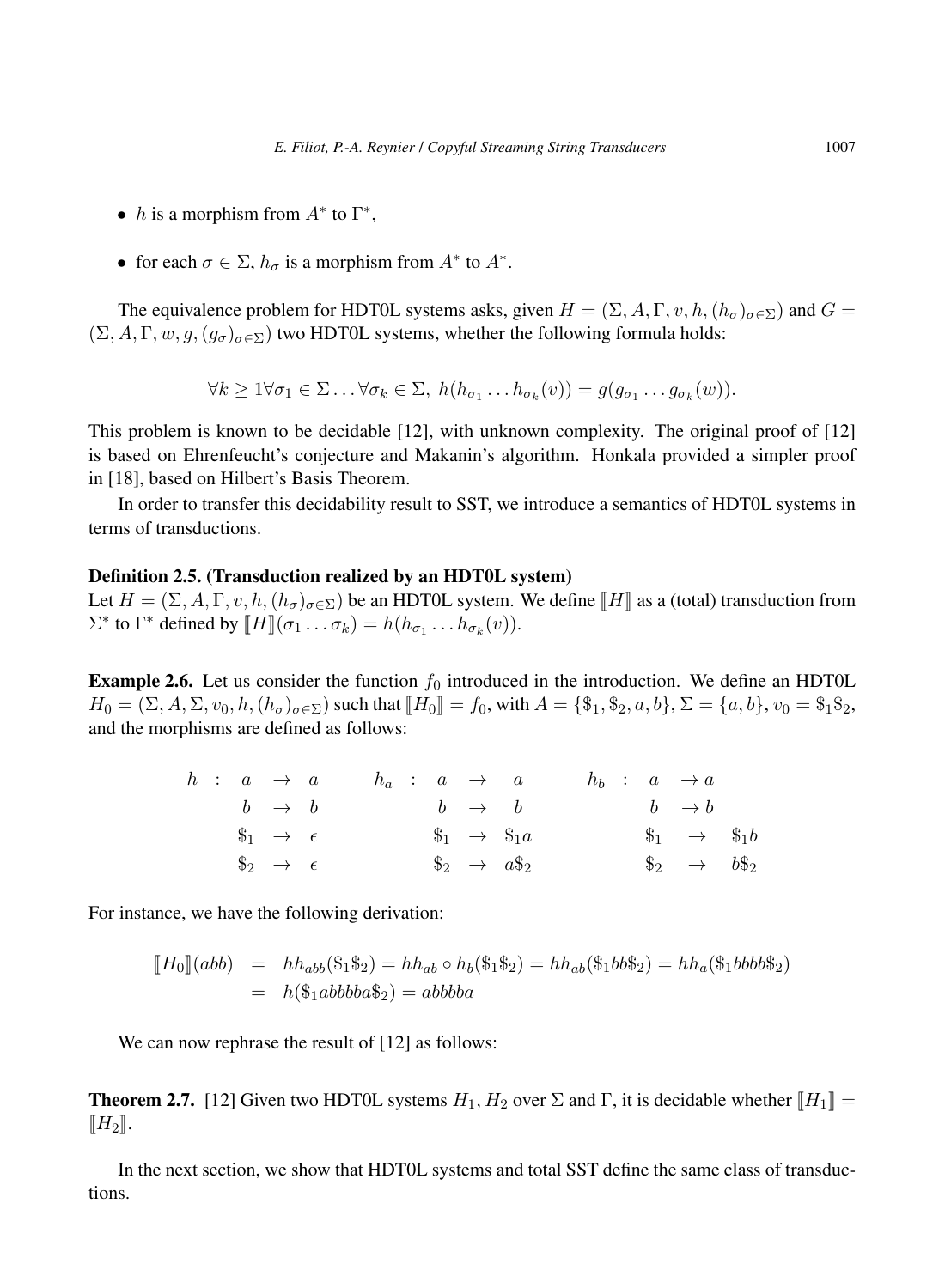- $h$ is a morphism from $A^*$ to $\Gamma^*$,
- for each $\sigma \in \Sigma$, $h_\sigma$ is a morphism from $A^*$ to $A^*$.

The equivalence problem for HDT0L systems asks, given $H = (\Sigma, A, \Gamma, v, h, (h_\sigma)_{\sigma\in\Sigma})$ and $G = (\Sigma, A, \Gamma, w, g, (g_\sigma)_{\sigma\in\Sigma})$ two HDT0L systems, whether the following formula holds:

$$\forall k \geq 1 \forall \sigma_1 \in \Sigma \ldots \forall \sigma_k \in \Sigma,\ h(h_{\sigma_1} \ldots h_{\sigma_k}(v)) = g(g_{\sigma_1} \ldots g_{\sigma_k}(w)).$$

This problem is known to be decidable [12], with unknown complexity. The original proof of [12] is based on Ehrenfeucht's conjecture and Makanin's algorithm. Honkala provided a simpler proof in [18], based on Hilbert's Basis Theorem.

In order to transfer this decidability result to SST, we introduce a semantics of HDT0L systems in terms of transductions.

**Definition 2.5. (Transduction realized by an HDT0L system)**
Let $H = (\Sigma, A, \Gamma, v, h, (h_\sigma)_{\sigma\in\Sigma})$ be an HDT0L system. We define $[\![H]\!]$ as a (total) transduction from $\Sigma^*$ to $\Gamma^*$ defined by $[\![H]\!](\sigma_1 \ldots \sigma_k) = h(h_{\sigma_1} \ldots h_{\sigma_k}(v))$.

**Example 2.6.** Let us consider the function $f_0$ introduced in the introduction. We define an HDT0L $H_0 = (\Sigma, A, \Sigma, v_0, h, (h_\sigma)_{\sigma\in\Sigma})$ such that $[\![H_0]\!] = f_0$, with $A = \{\$_1, \$_2, a, b\}$, $\Sigma = \{a, b\}$, $v_0 = \$_1\$_2$, and the morphisms are defined as follows:

$$\begin{array}{llll} h: & a & \to & a \\ & b & \to & b \\ & \$_1 & \to & \epsilon \\ & \$_2 & \to & \epsilon \end{array} \qquad \begin{array}{llll} h_a: & a & \to & a \\ & b & \to & b \\ & \$_1 & \to & \$_1 a \\ & \$_2 & \to & a\$_2 \end{array} \qquad \begin{array}{llll} h_b: & a & \to & a \\ & b & \to & b \\ & \$_1 & \to & \$_1 b \\ & \$_2 & \to & b\$_2 \end{array}$$

For instance, we have the following derivation:

$$\begin{array}{rcl} [\![H_0]\!](abb) & = & hh_{abb}(\$_1\$_2) = hh_{ab} \circ h_b(\$_1\$_2) = hh_{ab}(\$_1 bb\$_2) = hh_a(\$_1 bbbb\$_2) \\ & = & h(\$_1 abbbba\$_2) = abbbba \end{array}$$

We can now rephrase the result of [12] as follows:

**Theorem 2.7.** [12] Given two HDT0L systems $H_1, H_2$ over $\Sigma$ and $\Gamma$, it is decidable whether $[\![H_1]\!] = [\![H_2]\!]$.

In the next section, we show that HDT0L systems and total SST define the same class of transductions.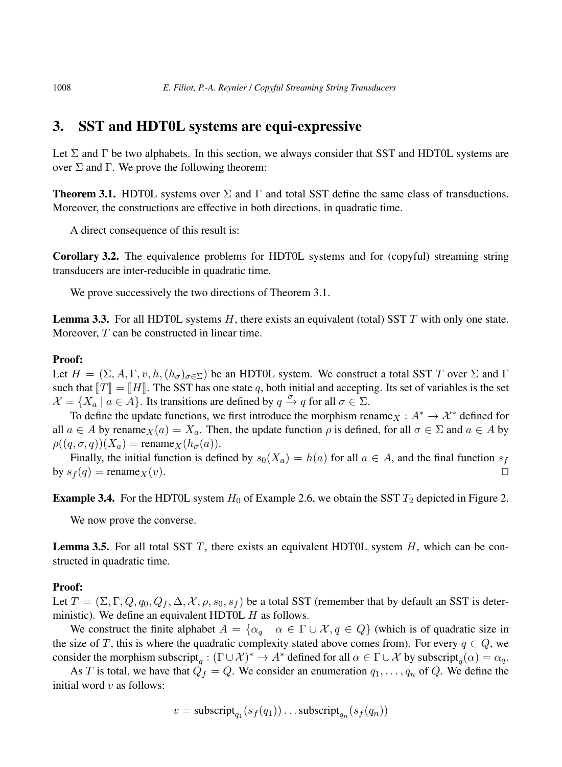## 3. SST and HDT0L systems are equi-expressive

Let $\Sigma$ and $\Gamma$ be two alphabets. In this section, we always consider that SST and HDT0L systems are over $\Sigma$ and $\Gamma$. We prove the following theorem:

**Theorem 3.1.** HDT0L systems over $\Sigma$ and $\Gamma$ and total SST define the same class of transductions. Moreover, the constructions are effective in both directions, in quadratic time.

A direct consequence of this result is:

**Corollary 3.2.** The equivalence problems for HDT0L systems and for (copyful) streaming string transducers are inter-reducible in quadratic time.

We prove successively the two directions of Theorem 3.1.

**Lemma 3.3.** For all HDT0L systems $H$, there exists an equivalent (total) SST $T$ with only one state. Moreover, $T$ can be constructed in linear time.

**Proof:**
Let $H = (\Sigma, A, \Gamma, v, h, (h_\sigma)_{\sigma\in\Sigma})$ be an HDT0L system. We construct a total SST $T$ over $\Sigma$ and $\Gamma$ such that $[\![T]\!] = [\![H]\!]$. The SST has one state $q$, both initial and accepting. Its set of variables is the set $\mathcal{X} = \{X_a \mid a \in A\}$. Its transitions are defined by $q \xrightarrow{\sigma} q$ for all $\sigma \in \Sigma$.

To define the update functions, we first introduce the morphism $\text{rename}_X : A^* \to \mathcal{X}^*$ defined for all $a \in A$ by $\text{rename}_X(a) = X_a$. Then, the update function $\rho$ is defined, for all $\sigma \in \Sigma$ and $a \in A$ by $\rho((q, \sigma, q))(X_a) = \text{rename}_X(h_\sigma(a))$.

Finally, the initial function is defined by $s_0(X_a) = h(a)$ for all $a \in A$, and the final function $s_f$ by $s_f(q) = \text{rename}_X(v)$. $\square$

**Example 3.4.** For the HDT0L system $H_0$ of Example 2.6, we obtain the SST $T_2$ depicted in Figure 2.

We now prove the converse.

**Lemma 3.5.** For all total SST $T$, there exists an equivalent HDT0L system $H$, which can be constructed in quadratic time.

**Proof:**
Let $T = (\Sigma, \Gamma, Q, q_0, Q_f, \Delta, \mathcal{X}, \rho, s_0, s_f)$ be a total SST (remember that by default an SST is deterministic). We define an equivalent HDT0L $H$ as follows.

We construct the finite alphabet $A = \{\alpha_q \mid \alpha \in \Gamma \cup \mathcal{X}, q \in Q\}$ (which is of quadratic size in the size of $T$, this is where the quadratic complexity stated above comes from). For every $q \in Q$, we consider the morphism $\text{subscript}_q : (\Gamma \cup \mathcal{X})^* \to A^*$ defined for all $\alpha \in \Gamma \cup \mathcal{X}$ by $\text{subscript}_q(\alpha) = \alpha_q$.

As $T$ is total, we have that $Q_f = Q$. We consider an enumeration $q_1, \ldots, q_n$ of $Q$. We define the initial word $v$ as follows:

$$v = \text{subscript}_{q_1}(s_f(q_1)) \ldots \text{subscript}_{q_n}(s_f(q_n))$$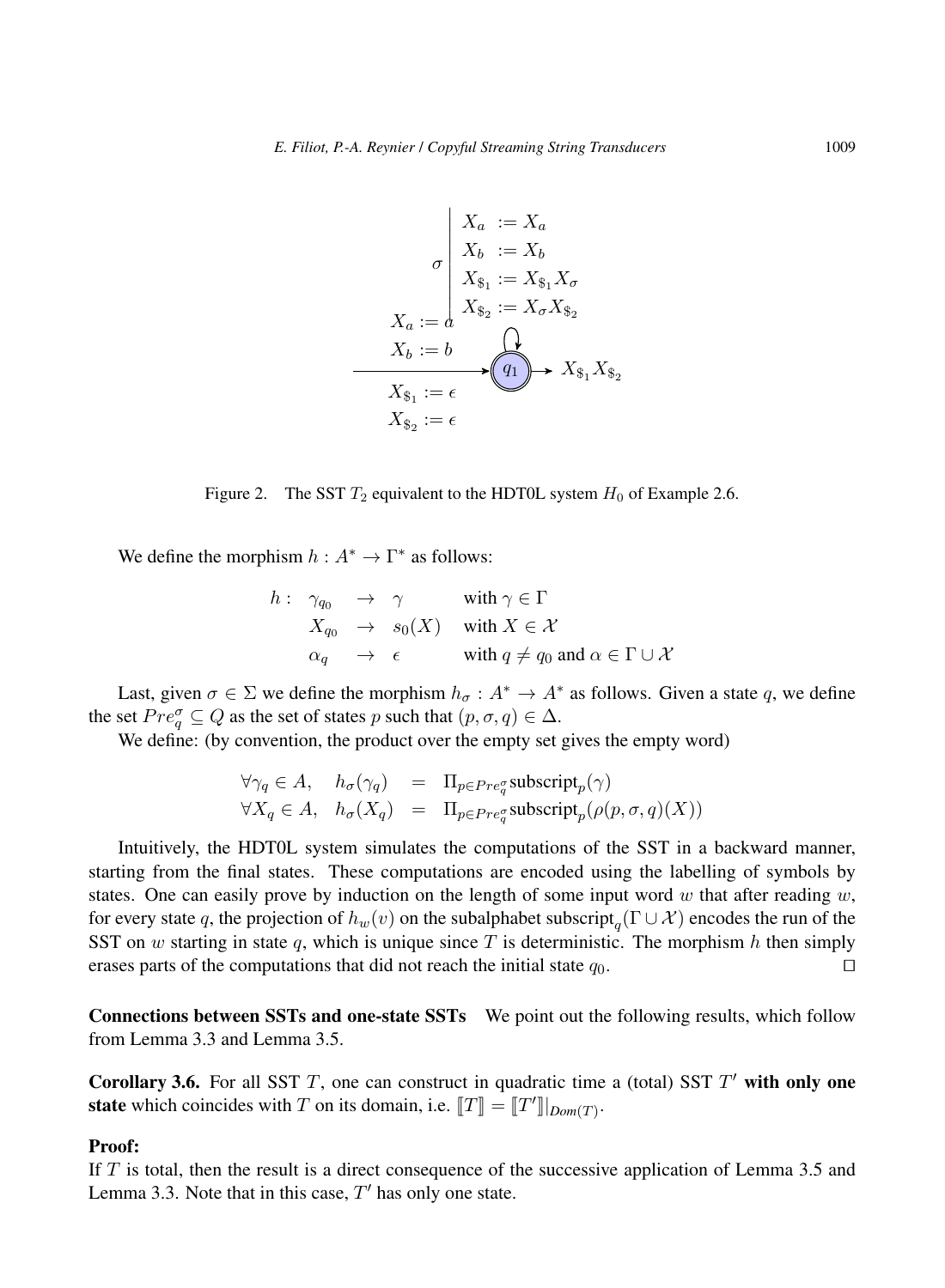Figure 2. The SST $T_2$ equivalent to the HDT0L system $H_0$ of Example 2.6.

We define the morphism $h : A^* \to \Gamma^*$ as follows:

$$
\begin{array}{llll}
h: & \gamma_{q_0} & \to & \gamma \quad \text{with } \gamma \in \Gamma \\
 & X_{q_0} & \to & s_0(X) \quad \text{with } X \in \mathcal{X} \\
 & \alpha_q & \to & \epsilon \quad \text{with } q \neq q_0 \text{ and } \alpha \in \Gamma \cup \mathcal{X}
\end{array}
$$

Last, given $\sigma \in \Sigma$ we define the morphism $h_\sigma : A^* \to A^*$ as follows. Given a state $q$, we define the set $Pre_q^\sigma \subseteq Q$ as the set of states $p$ such that $(p, \sigma, q) \in \Delta$.

We define: (by convention, the product over the empty set gives the empty word)

$$
\begin{array}{llll}
\forall \gamma_q \in A, & h_\sigma(\gamma_q) & = & \Pi_{p \in Pre_q^\sigma} \text{subscript}_p(\gamma) \\
\forall X_q \in A, & h_\sigma(X_q) & = & \Pi_{p \in Pre_q^\sigma} \text{subscript}_p(\rho(p, \sigma, q)(X))
\end{array}
$$

Intuitively, the HDT0L system simulates the computations of the SST in a backward manner, starting from the final states. These computations are encoded using the labelling of symbols by states. One can easily prove by induction on the length of some input word $w$ that after reading $w$, for every state $q$, the projection of $h_w(v)$ on the subalphabet $\text{subscript}_q(\Gamma \cup \mathcal{X})$ encodes the run of the SST on $w$ starting in state $q$, which is unique since $T$ is deterministic. The morphism $h$ then simply erases parts of the computations that did not reach the initial state $q_0$. $\square$

**Connections between SSTs and one-state SSTs** We point out the following results, which follow from Lemma 3.3 and Lemma 3.5.

**Corollary 3.6.** For all SST $T$, one can construct in quadratic time a (total) SST $T'$ **with only one state** which coincides with $T$ on its domain, i.e. $[\![T]\!] = [\![T']\!]|_{Dom(T)}$.

**Proof:**
If $T$ is total, then the result is a direct consequence of the successive application of Lemma 3.5 and Lemma 3.3. Note that in this case, $T'$ has only one state.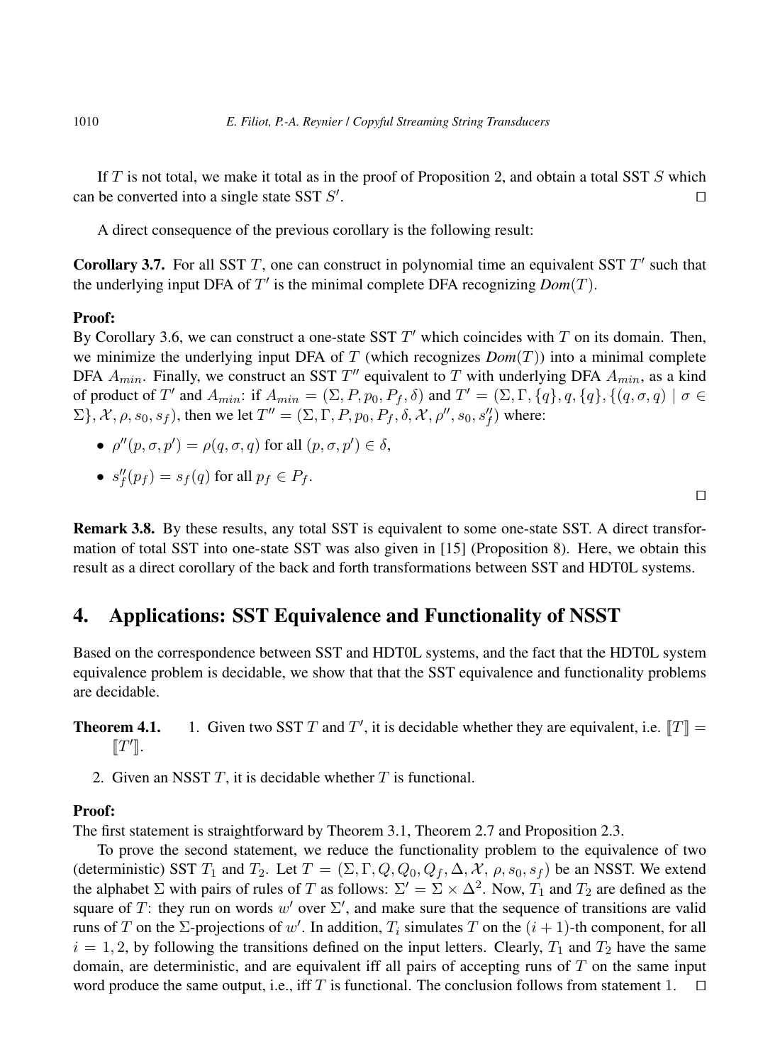If $T$ is not total, we make it total as in the proof of Proposition 2, and obtain a total SST $S$ which can be converted into a single state SST $S'$. □

A direct consequence of the previous corollary is the following result:

**Corollary 3.7.** For all SST $T$, one can construct in polynomial time an equivalent SST $T'$ such that the underlying input DFA of $T'$ is the minimal complete DFA recognizing *Dom*$(T)$.

**Proof:**
By Corollary 3.6, we can construct a one-state SST $T'$ which coincides with $T$ on its domain. Then, we minimize the underlying input DFA of $T$ (which recognizes *Dom*$(T)$) into a minimal complete DFA $A_{min}$. Finally, we construct an SST $T''$ equivalent to $T$ with underlying DFA $A_{min}$, as a kind of product of $T'$ and $A_{min}$: if $A_{min} = (\Sigma, P, p_0, P_f, \delta)$ and $T' = (\Sigma, \Gamma, \{q\}, q, \{q\}, \{(q, \sigma, q) \mid \sigma \in \Sigma\}, \mathcal{X}, \rho, s_0, s_f)$, then we let $T'' = (\Sigma, \Gamma, P, p_0, P_f, \delta, \mathcal{X}, \rho'', s_0, s''_f)$ where:

- $\rho''(p, \sigma, p') = \rho(q, \sigma, q)$ for all $(p, \sigma, p') \in \delta$,
- $s''_f(p_f) = s_f(q)$ for all $p_f \in P_f$.

□

**Remark 3.8.** By these results, any total SST is equivalent to some one-state SST. A direct transformation of total SST into one-state SST was also given in [15] (Proposition 8). Here, we obtain this result as a direct corollary of the back and forth transformations between SST and HDT0L systems.

## 4. Applications: SST Equivalence and Functionality of NSST

Based on the correspondence between SST and HDT0L systems, and the fact that the HDT0L system equivalence problem is decidable, we show that that the SST equivalence and functionality problems are decidable.

**Theorem 4.1.**
1. Given two SST $T$ and $T'$, it is decidable whether they are equivalent, i.e. $[\![T]\!] = [\![T']\!]$.
2. Given an NSST $T$, it is decidable whether $T$ is functional.

**Proof:**
The first statement is straightforward by Theorem 3.1, Theorem 2.7 and Proposition 2.3.

To prove the second statement, we reduce the functionality problem to the equivalence of two (deterministic) SST $T_1$ and $T_2$. Let $T = (\Sigma, \Gamma, Q, Q_0, Q_f, \Delta, \mathcal{X}, \rho, s_0, s_f)$ be an NSST. We extend the alphabet $\Sigma$ with pairs of rules of $T$ as follows: $\Sigma' = \Sigma \times \Delta^2$. Now, $T_1$ and $T_2$ are defined as the square of $T$: they run on words $w'$ over $\Sigma'$, and make sure that the sequence of transitions are valid runs of $T$ on the $\Sigma$-projections of $w'$. In addition, $T_i$ simulates $T$ on the $(i+1)$-th component, for all $i = 1, 2$, by following the transitions defined on the input letters. Clearly, $T_1$ and $T_2$ have the same domain, are deterministic, and are equivalent iff all pairs of accepting runs of $T$ on the same input word produce the same output, i.e., iff $T$ is functional. The conclusion follows from statement 1. □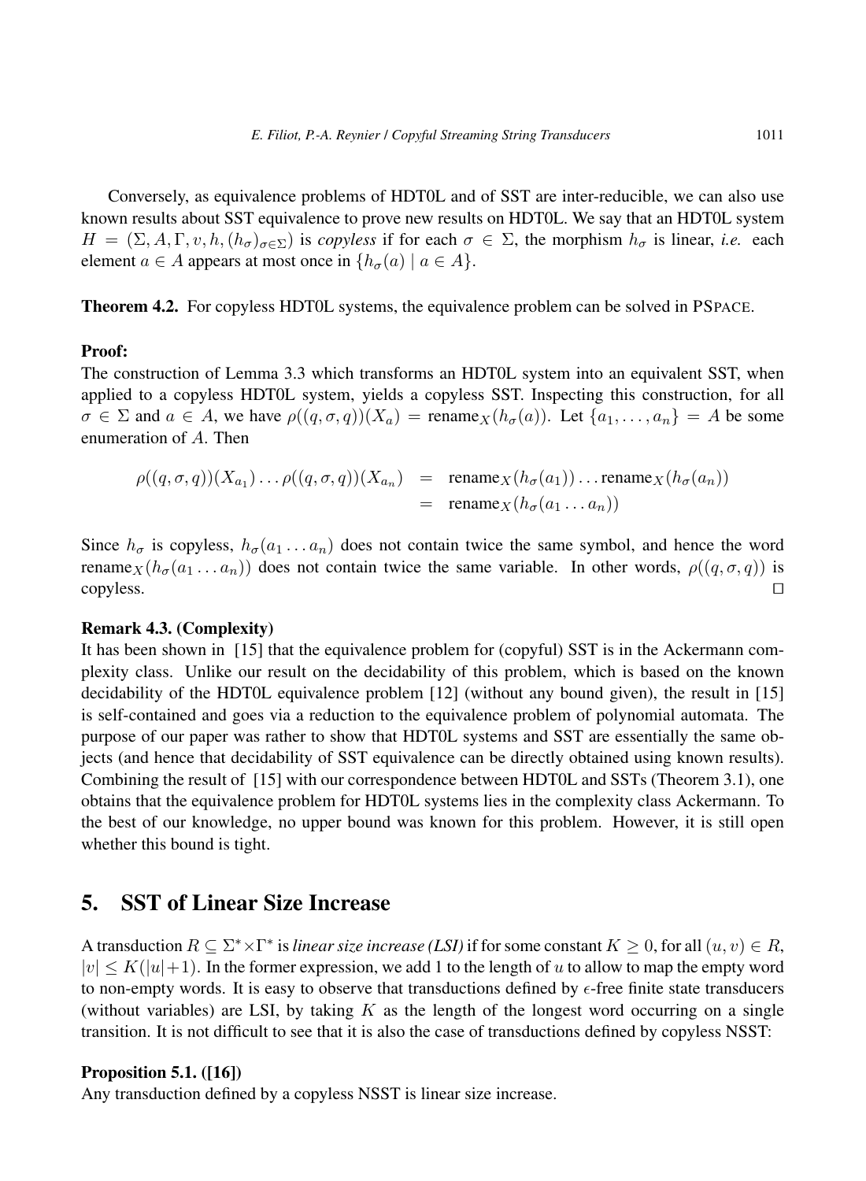Conversely, as equivalence problems of HDT0L and of SST are inter-reducible, we can also use known results about SST equivalence to prove new results on HDT0L. We say that an HDT0L system $H = (\Sigma, A, \Gamma, v, h, (h_\sigma)_{\sigma\in\Sigma})$ is *copyless* if for each $\sigma \in \Sigma$, the morphism $h_\sigma$ is linear, *i.e.* each element $a \in A$ appears at most once in $\{h_\sigma(a) \mid a \in A\}$.

**Theorem 4.2.** For copyless HDT0L systems, the equivalence problem can be solved in PSPACE.

**Proof:**
The construction of Lemma 3.3 which transforms an HDT0L system into an equivalent SST, when applied to a copyless HDT0L system, yields a copyless SST. Inspecting this construction, for all $\sigma \in \Sigma$ and $a \in A$, we have $\rho((q, \sigma, q))(X_a) = \text{rename}_X(h_\sigma(a))$. Let $\{a_1, \ldots, a_n\} = A$ be some enumeration of $A$. Then

$$\begin{aligned}
\rho((q,\sigma,q))(X_{a_1})\ldots\rho((q,\sigma,q))(X_{a_n}) &= \text{rename}_X(h_\sigma(a_1))\ldots\text{rename}_X(h_\sigma(a_n)) \\
&= \text{rename}_X(h_\sigma(a_1\ldots a_n))
\end{aligned}$$

Since $h_\sigma$ is copyless, $h_\sigma(a_1 \ldots a_n)$ does not contain twice the same symbol, and hence the word $\text{rename}_X(h_\sigma(a_1 \ldots a_n))$ does not contain twice the same variable. In other words, $\rho((q, \sigma, q))$ is copyless. $\square$

**Remark 4.3. (Complexity)**
It has been shown in [15] that the equivalence problem for (copyful) SST is in the Ackermann complexity class. Unlike our result on the decidability of this problem, which is based on the known decidability of the HDT0L equivalence problem [12] (without any bound given), the result in [15] is self-contained and goes via a reduction to the equivalence problem of polynomial automata. The purpose of our paper was rather to show that HDT0L systems and SST are essentially the same objects (and hence that decidability of SST equivalence can be directly obtained using known results). Combining the result of [15] with our correspondence between HDT0L and SSTs (Theorem 3.1), one obtains that the equivalence problem for HDT0L systems lies in the complexity class Ackermann. To the best of our knowledge, no upper bound was known for this problem. However, it is still open whether this bound is tight.

## 5. SST of Linear Size Increase

A transduction $R \subseteq \Sigma^* \times \Gamma^*$ is *linear size increase (LSI)* if for some constant $K \geq 0$, for all $(u, v) \in R$, $|v| \leq K(|u|+1)$. In the former expression, we add 1 to the length of $u$ to allow to map the empty word to non-empty words. It is easy to observe that transductions defined by $\epsilon$-free finite state transducers (without variables) are LSI, by taking $K$ as the length of the longest word occurring on a single transition. It is not difficult to see that it is also the case of transductions defined by copyless NSST:

**Proposition 5.1. ([16])**
Any transduction defined by a copyless NSST is linear size increase.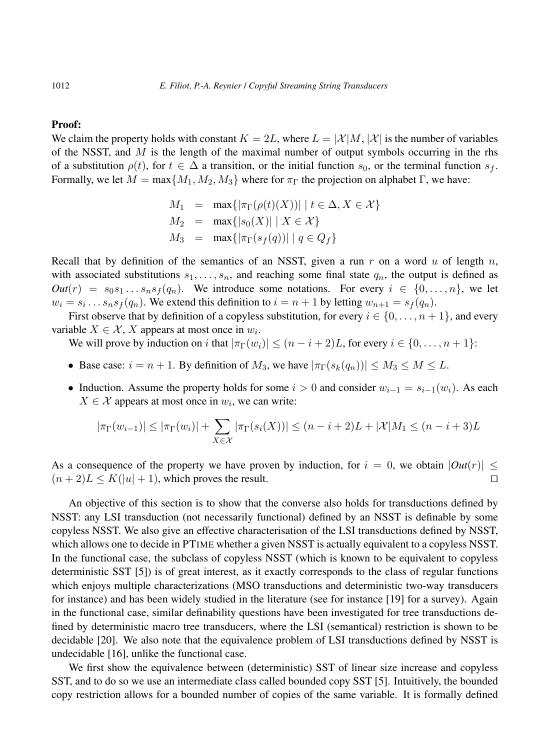**Proof:**

We claim the property holds with constant $K = 2L$, where $L = |\mathcal{X}|M$, $|\mathcal{X}|$ is the number of variables of the NSST, and $M$ is the length of the maximal number of output symbols occurring in the rhs of a substitution $\rho(t)$, for $t \in \Delta$ a transition, or the initial function $s_0$, or the terminal function $s_f$. Formally, we let $M = \max\{M_1, M_2, M_3\}$ where for $\pi_\Gamma$ the projection on alphabet $\Gamma$, we have:

$$
\begin{aligned}
M_1 &= \max\{|\pi_\Gamma(\rho(t)(X))| \mid t \in \Delta, X \in \mathcal{X}\} \\
M_2 &= \max\{|s_0(X)| \mid X \in \mathcal{X}\} \\
M_3 &= \max\{|\pi_\Gamma(s_f(q))| \mid q \in Q_f\}
\end{aligned}
$$

Recall that by definition of the semantics of an NSST, given a run $r$ on a word $u$ of length $n$, with associated substitutions $s_1, \ldots, s_n$, and reaching some final state $q_n$, the output is defined as $\mathit{Out}(r) = s_0 s_1 \ldots s_n s_f(q_n)$. We introduce some notations. For every $i \in \{0, \ldots, n\}$, we let $w_i = s_i \ldots s_n s_f(q_n)$. We extend this definition to $i = n+1$ by letting $w_{n+1} = s_f(q_n)$.

First observe that by definition of a copyless substitution, for every $i \in \{0, \ldots, n+1\}$, and every variable $X \in \mathcal{X}$, $X$ appears at most once in $w_i$.

We will prove by induction on $i$ that $|\pi_\Gamma(w_i)| \leq (n - i + 2)L$, for every $i \in \{0, \ldots, n+1\}$:

- Base case: $i = n+1$. By definition of $M_3$, we have $|\pi_\Gamma(s_k(q_n))| \leq M_3 \leq M \leq L$.
- Induction. Assume the property holds for some $i > 0$ and consider $w_{i-1} = s_{i-1}(w_i)$. As each $X \in \mathcal{X}$ appears at most once in $w_i$, we can write:

$$|\pi_\Gamma(w_{i-1})| \leq |\pi_\Gamma(w_i)| + \sum_{X \in \mathcal{X}} |\pi_\Gamma(s_i(X))| \leq (n - i + 2)L + |\mathcal{X}|M_1 \leq (n - i + 3)L$$

As a consequence of the property we have proven by induction, for $i = 0$, we obtain $|\mathit{Out}(r)| \leq (n+2)L \leq K(|u| + 1)$, which proves the result. ◻

An objective of this section is to show that the converse also holds for transductions defined by NSST: any LSI transduction (not necessarily functional) defined by an NSST is definable by some copyless NSST. We also give an effective characterisation of the LSI transductions defined by NSST, which allows one to decide in PTIME whether a given NSST is actually equivalent to a copyless NSST. In the functional case, the subclass of copyless NSST (which is known to be equivalent to copyless deterministic SST [5]) is of great interest, as it exactly corresponds to the class of regular functions which enjoys multiple characterizations (MSO transductions and deterministic two-way transducers for instance) and has been widely studied in the literature (see for instance [19] for a survey). Again in the functional case, similar definability questions have been investigated for tree transductions defined by deterministic macro tree transducers, where the LSI (semantical) restriction is shown to be decidable [20]. We also note that the equivalence problem of LSI transductions defined by NSST is undecidable [16], unlike the functional case.

We first show the equivalence between (deterministic) SST of linear size increase and copyless SST, and to do so we use an intermediate class called bounded copy SST [5]. Intuitively, the bounded copy restriction allows for a bounded number of copies of the same variable. It is formally defined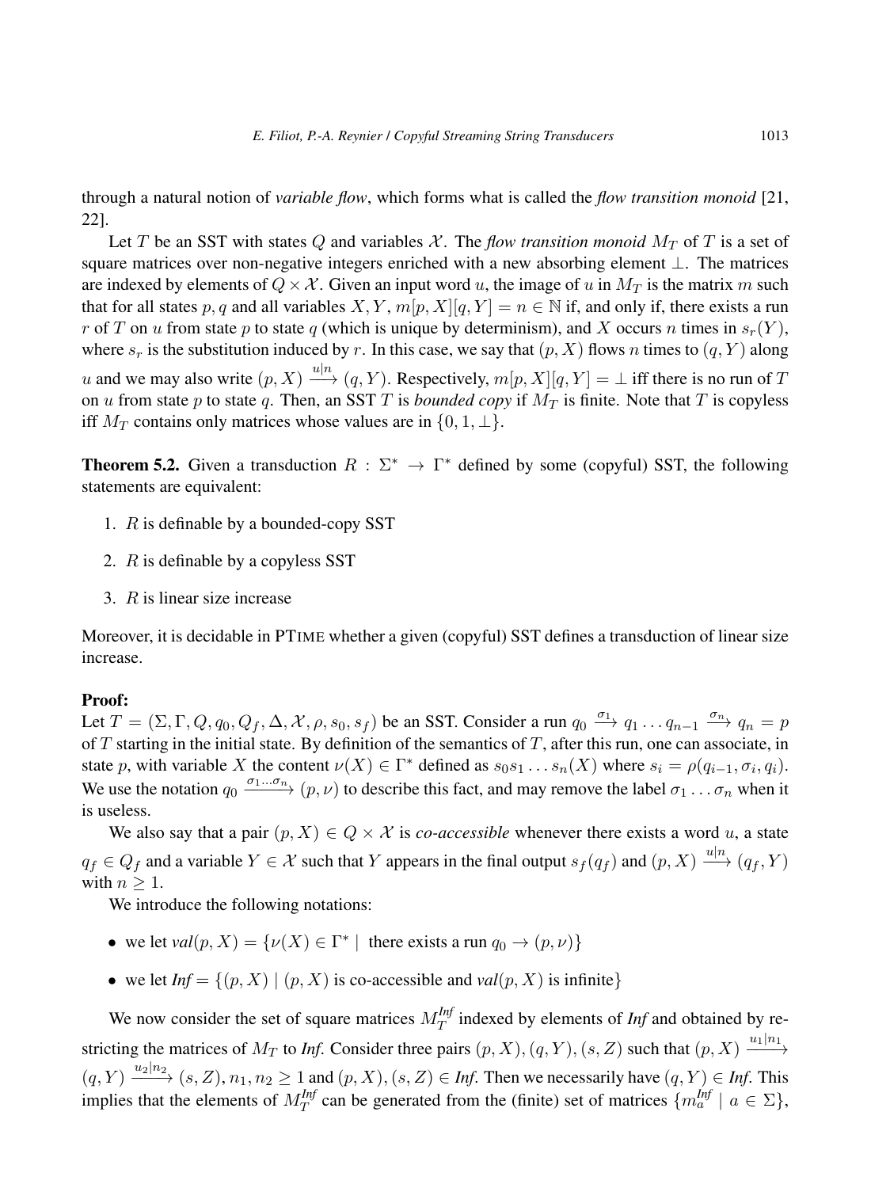through a natural notion of *variable flow*, which forms what is called the *flow transition monoid* [21, 22].

Let $T$ be an SST with states $Q$ and variables $\mathcal{X}$. The *flow transition monoid* $M_T$ of $T$ is a set of square matrices over non-negative integers enriched with a new absorbing element $\bot$. The matrices are indexed by elements of $Q \times \mathcal{X}$. Given an input word $u$, the image of $u$ in $M_T$ is the matrix $m$ such that for all states $p, q$ and all variables $X, Y$, $m[p, X][q, Y] = n \in \mathbb{N}$ if, and only if, there exists a run $r$ of $T$ on $u$ from state $p$ to state $q$ (which is unique by determinism), and $X$ occurs $n$ times in $s_r(Y)$, where $s_r$ is the substitution induced by $r$. In this case, we say that $(p, X)$ flows $n$ times to $(q, Y)$ along $u$ and we may also write $(p, X) \xrightarrow{u|n} (q, Y)$. Respectively, $m[p, X][q, Y] = \bot$ iff there is no run of $T$ on $u$ from state $p$ to state $q$. Then, an SST $T$ is *bounded copy* if $M_T$ is finite. Note that $T$ is copyless iff $M_T$ contains only matrices whose values are in $\{0, 1, \bot\}$.

**Theorem 5.2.** Given a transduction $R : \Sigma^* \to \Gamma^*$ defined by some (copyful) SST, the following statements are equivalent:

1. $R$ is definable by a bounded-copy SST
2. $R$ is definable by a copyless SST
3. $R$ is linear size increase

Moreover, it is decidable in PTIME whether a given (copyful) SST defines a transduction of linear size increase.

**Proof:**

Let $T = (\Sigma, \Gamma, Q, q_0, Q_f, \Delta, \mathcal{X}, \rho, s_0, s_f)$ be an SST. Consider a run $q_0 \xrightarrow{\sigma_1} q_1 \ldots q_{n-1} \xrightarrow{\sigma_n} q_n = p$ of $T$ starting in the initial state. By definition of the semantics of $T$, after this run, one can associate, in state $p$, with variable $X$ the content $\nu(X) \in \Gamma^*$ defined as $s_0 s_1 \ldots s_n(X)$ where $s_i = \rho(q_{i-1}, \sigma_i, q_i)$. We use the notation $q_0 \xrightarrow{\sigma_1 \ldots \sigma_n} (p, \nu)$ to describe this fact, and may remove the label $\sigma_1 \ldots \sigma_n$ when it is useless.

We also say that a pair $(p, X) \in Q \times \mathcal{X}$ is *co-accessible* whenever there exists a word $u$, a state $q_f \in Q_f$ and a variable $Y \in \mathcal{X}$ such that $Y$ appears in the final output $s_f(q_f)$ and $(p, X) \xrightarrow{u|n} (q_f, Y)$ with $n \geq 1$.

We introduce the following notations:

- we let $\mathit{val}(p, X) = \{\nu(X) \in \Gamma^* \mid \text{ there exists a run } q_0 \to (p, \nu)\}$
- we let $\mathit{Inf} = \{(p, X) \mid (p, X) \text{ is co-accessible and } \mathit{val}(p, X) \text{ is infinite}\}$

We now consider the set of square matrices $M_T^{\mathit{Inf}}$ indexed by elements of *Inf* and obtained by restricting the matrices of $M_T$ to *Inf*. Consider three pairs $(p, X), (q, Y), (s, Z)$ such that $(p, X) \xrightarrow{u_1|n_1} (q, Y) \xrightarrow{u_2|n_2} (s, Z)$, $n_1, n_2 \geq 1$ and $(p, X), (s, Z) \in \mathit{Inf}$. Then we necessarily have $(q, Y) \in \mathit{Inf}$. This implies that the elements of $M_T^{\mathit{Inf}}$ can be generated from the (finite) set of matrices $\{m_a^{\mathit{Inf}} \mid a \in \Sigma\}$,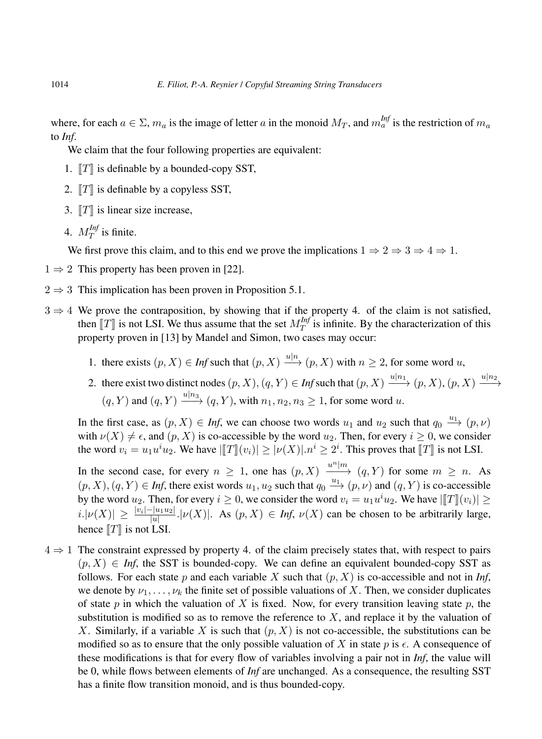where, for each $a \in \Sigma$, $m_a$ is the image of letter $a$ in the monoid $M_T$, and $m_a^{\mathit{Inf}}$ is the restriction of $m_a$ to *Inf*.

We claim that the four following properties are equivalent:

1. $[\![T]\!]$ is definable by a bounded-copy SST,
2. $[\![T]\!]$ is definable by a copyless SST,
3. $[\![T]\!]$ is linear size increase,
4. $M_T^{\mathit{Inf}}$ is finite.

We first prove this claim, and to this end we prove the implications $1 \Rightarrow 2 \Rightarrow 3 \Rightarrow 4 \Rightarrow 1$.

$1 \Rightarrow 2$ This property has been proven in [22].

$2 \Rightarrow 3$ This implication has been proven in Proposition 5.1.

$3 \Rightarrow 4$ We prove the contraposition, by showing that if the property 4. of the claim is not satisfied, then $[\![T]\!]$ is not LSI. We thus assume that the set $M_T^{\mathit{Inf}}$ is infinite. By the characterization of this property proven in [13] by Mandel and Simon, two cases may occur:

1. there exists $(p, X) \in \mathit{Inf}$ such that $(p, X) \xrightarrow{u|n} (p, X)$ with $n \geq 2$, for some word $u$,
2. there exist two distinct nodes $(p, X), (q, Y) \in \mathit{Inf}$ such that $(p, X) \xrightarrow{u|n_1} (p, X)$, $(p, X) \xrightarrow{u|n_2} (q, Y)$ and $(q, Y) \xrightarrow{u|n_3} (q, Y)$, with $n_1, n_2, n_3 \geq 1$, for some word $u$.

In the first case, as $(p, X) \in \mathit{Inf}$, we can choose two words $u_1$ and $u_2$ such that $q_0 \xrightarrow{u_1} (p, \nu)$ with $\nu(X) \neq \epsilon$, and $(p, X)$ is co-accessible by the word $u_2$. Then, for every $i \geq 0$, we consider the word $v_i = u_1 u^i u_2$. We have $|[\![T]\!](v_i)| \geq |\nu(X)|.n^i \geq 2^i$. This proves that $[\![T]\!]$ is not LSI.

In the second case, for every $n \geq 1$, one has $(p, X) \xrightarrow{u^n|m} (q, Y)$ for some $m \geq n$. As $(p, X), (q, Y) \in \mathit{Inf}$, there exist words $u_1, u_2$ such that $q_0 \xrightarrow{u_1} (p, \nu)$ and $(q, Y)$ is co-accessible by the word $u_2$. Then, for every $i \geq 0$, we consider the word $v_i = u_1 u^i u_2$. We have $|[\![T]\!](v_i)| \geq i.|\nu(X)| \geq \frac{|v_i| - |u_1 u_2|}{|u|}.|\nu(X)|$. As $(p, X) \in \mathit{Inf}$, $\nu(X)$ can be chosen to be arbitrarily large, hence $[\![T]\!]$ is not LSI.

$4 \Rightarrow 1$ The constraint expressed by property 4. of the claim precisely states that, with respect to pairs $(p, X) \in \mathit{Inf}$, the SST is bounded-copy. We can define an equivalent bounded-copy SST as follows. For each state $p$ and each variable $X$ such that $(p, X)$ is co-accessible and not in *Inf*, we denote by $\nu_1, \ldots, \nu_k$ the finite set of possible valuations of $X$. Then, we consider duplicates of state $p$ in which the valuation of $X$ is fixed. Now, for every transition leaving state $p$, the substitution is modified so as to remove the reference to $X$, and replace it by the valuation of $X$. Similarly, if a variable $X$ is such that $(p, X)$ is not co-accessible, the substitutions can be modified so as to ensure that the only possible valuation of $X$ in state $p$ is $\epsilon$. A consequence of these modifications is that for every flow of variables involving a pair not in *Inf*, the value will be 0, while flows between elements of *Inf* are unchanged. As a consequence, the resulting SST has a finite flow transition monoid, and is thus bounded-copy.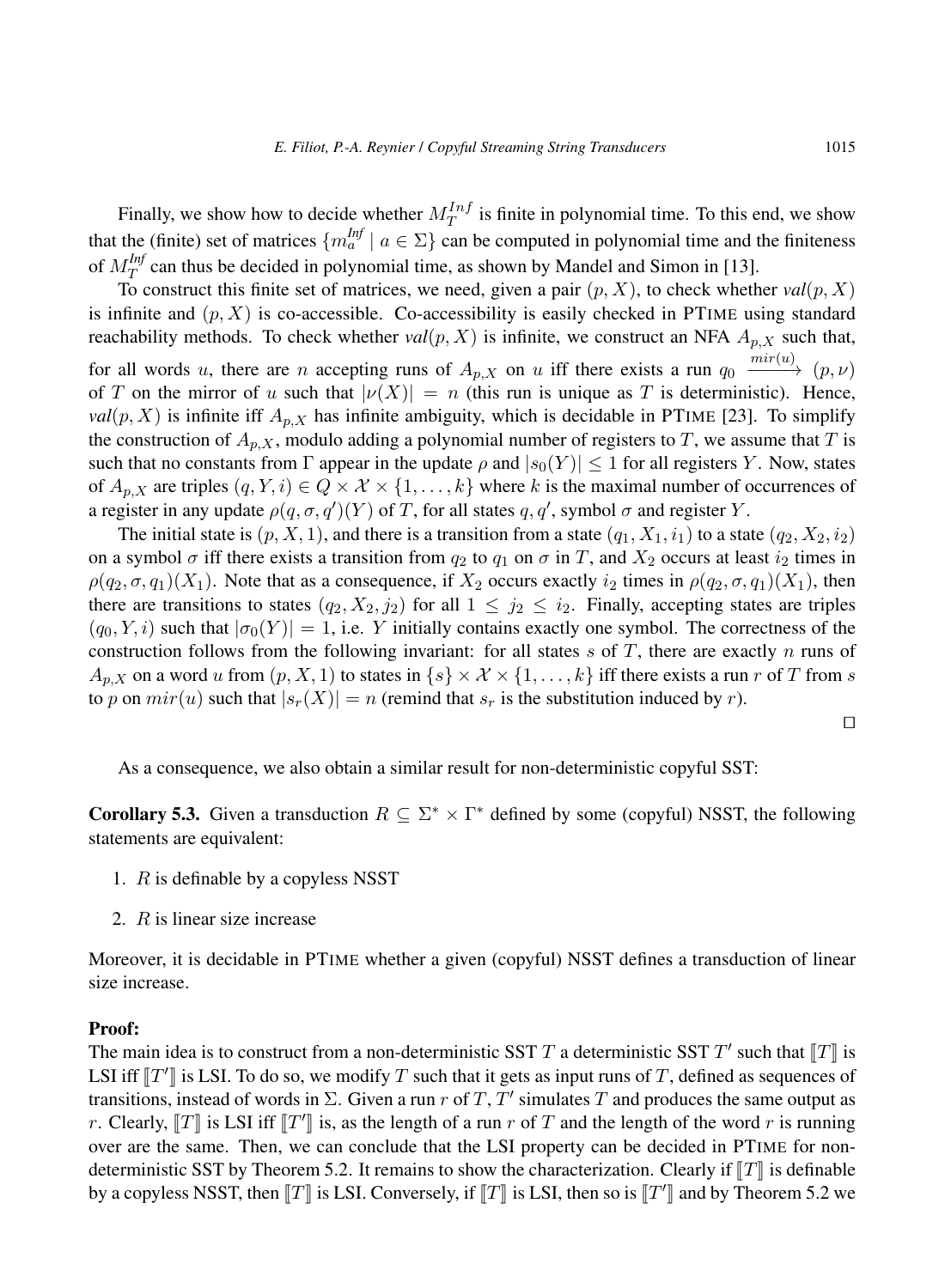Finally, we show how to decide whether $M_T^{Inf}$ is finite in polynomial time. To this end, we show that the (finite) set of matrices $\{m_a^{Inf} \mid a \in \Sigma\}$ can be computed in polynomial time and the finiteness of $M_T^{Inf}$ can thus be decided in polynomial time, as shown by Mandel and Simon in [13].

To construct this finite set of matrices, we need, given a pair $(p, X)$, to check whether $val(p, X)$ is infinite and $(p, X)$ is co-accessible. Co-accessibility is easily checked in PTIME using standard reachability methods. To check whether $val(p, X)$ is infinite, we construct an NFA $A_{p,X}$ such that, for all words $u$, there are $n$ accepting runs of $A_{p,X}$ on $u$ iff there exists a run $q_0 \xrightarrow{mir(u)} (p, \nu)$ of $T$ on the mirror of $u$ such that $|\nu(X)| = n$ (this run is unique as $T$ is deterministic). Hence, $val(p, X)$ is infinite iff $A_{p,X}$ has infinite ambiguity, which is decidable in PTIME [23]. To simplify the construction of $A_{p,X}$, modulo adding a polynomial number of registers to $T$, we assume that $T$ is such that no constants from $\Gamma$ appear in the update $\rho$ and $|s_0(Y)| \leq 1$ for all registers $Y$. Now, states of $A_{p,X}$ are triples $(q, Y, i) \in Q \times \mathcal{X} \times \{1, \ldots, k\}$ where $k$ is the maximal number of occurrences of a register in any update $\rho(q, \sigma, q')(Y)$ of $T$, for all states $q, q'$, symbol $\sigma$ and register $Y$.

The initial state is $(p, X, 1)$, and there is a transition from a state $(q_1, X_1, i_1)$ to a state $(q_2, X_2, i_2)$ on a symbol $\sigma$ iff there exists a transition from $q_2$ to $q_1$ on $\sigma$ in $T$, and $X_2$ occurs at least $i_2$ times in $\rho(q_2, \sigma, q_1)(X_1)$. Note that as a consequence, if $X_2$ occurs exactly $i_2$ times in $\rho(q_2, \sigma, q_1)(X_1)$, then there are transitions to states $(q_2, X_2, j_2)$ for all $1 \leq j_2 \leq i_2$. Finally, accepting states are triples $(q_0, Y, i)$ such that $|\sigma_0(Y)| = 1$, i.e. $Y$ initially contains exactly one symbol. The correctness of the construction follows from the following invariant: for all states $s$ of $T$, there are exactly $n$ runs of $A_{p,X}$ on a word $u$ from $(p, X, 1)$ to states in $\{s\} \times \mathcal{X} \times \{1, \ldots, k\}$ iff there exists a run $r$ of $T$ from $s$ to $p$ on $mir(u)$ such that $|s_r(X)| = n$ (remind that $s_r$ is the substitution induced by $r$).

□

As a consequence, we also obtain a similar result for non-deterministic copyful SST:

**Corollary 5.3.** Given a transduction $R \subseteq \Sigma^* \times \Gamma^*$ defined by some (copyful) NSST, the following statements are equivalent:

1. $R$ is definable by a copyless NSST
2. $R$ is linear size increase

Moreover, it is decidable in PTIME whether a given (copyful) NSST defines a transduction of linear size increase.

**Proof:**
The main idea is to construct from a non-deterministic SST $T$ a deterministic SST $T'$ such that $[\![T]\!]$ is LSI iff $[\![T']\!]$ is LSI. To do so, we modify $T$ such that it gets as input runs of $T$, defined as sequences of transitions, instead of words in $\Sigma$. Given a run $r$ of $T$, $T'$ simulates $T$ and produces the same output as $r$. Clearly, $[\![T]\!]$ is LSI iff $[\![T']\!]$ is, as the length of a run $r$ of $T$ and the length of the word $r$ is running over are the same. Then, we can conclude that the LSI property can be decided in PTIME for non-deterministic SST by Theorem 5.2. It remains to show the characterization. Clearly if $[\![T]\!]$ is definable by a copyless NSST, then $[\![T]\!]$ is LSI. Conversely, if $[\![T]\!]$ is LSI, then so is $[\![T']\!]$ and by Theorem 5.2 we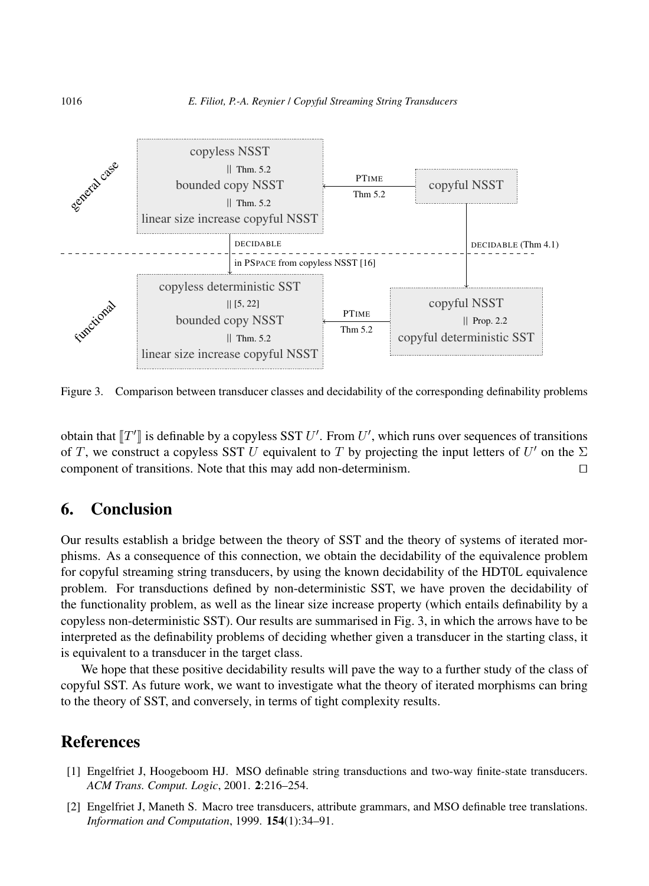copyless NSST

|| Thm. 5.2

bounded copy NSST

|| Thm. 5.2

linear size increase copyful NSST

PTIME Thm 5.2 ← copyful NSST

DECIDABLE (Thm 4.1)

DECIDABLE in PSPACE from copyless NSST [16]

copyless deterministic SST

|| [5, 22]

bounded copy NSST

|| Thm. 5.2

linear size increase copyful NSST

PTIME Thm 5.2 ← copyful NSST || Prop. 2.2 copyful deterministic SST

general case / functional

Figure 3. Comparison between transducer classes and decidability of the corresponding definability problems

obtain that $[\![T']\!]$ is definable by a copyless SST $U'$. From $U'$, which runs over sequences of transitions of $T$, we construct a copyless SST $U$ equivalent to $T$ by projecting the input letters of $U'$ on the $\Sigma$ component of transitions. Note that this may add non-determinism. □

## 6. Conclusion

Our results establish a bridge between the theory of SST and the theory of systems of iterated morphisms. As a consequence of this connection, we obtain the decidability of the equivalence problem for copyful streaming string transducers, by using the known decidability of the HDT0L equivalence problem. For transductions defined by non-deterministic SST, we have proven the decidability of the functionality problem, as well as the linear size increase property (which entails definability by a copyless non-deterministic SST). Our results are summarised in Fig. 3, in which the arrows have to be interpreted as the definability problems of deciding whether given a transducer in the starting class, it is equivalent to a transducer in the target class.

We hope that these positive decidability results will pave the way to a further study of the class of copyful SST. As future work, we want to investigate what the theory of iterated morphisms can bring to the theory of SST, and conversely, in terms of tight complexity results.

## References

[1] Engelfriet J, Hoogeboom HJ. MSO definable string transductions and two-way finite-state transducers. *ACM Trans. Comput. Logic*, 2001. **2**:216–254.

[2] Engelfriet J, Maneth S. Macro tree transducers, attribute grammars, and MSO definable tree translations. *Information and Computation*, 1999. **154**(1):34–91.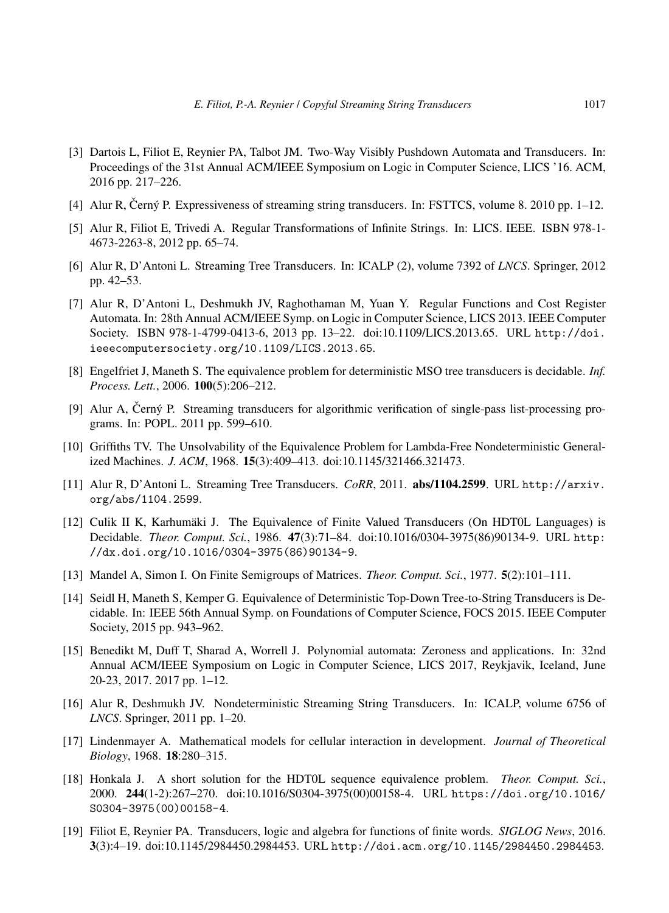[3] Dartois L, Filiot E, Reynier PA, Talbot JM. Two-Way Visibly Pushdown Automata and Transducers. In: Proceedings of the 31st Annual ACM/IEEE Symposium on Logic in Computer Science, LICS '16. ACM, 2016 pp. 217–226.

[4] Alur R, Černý P. Expressiveness of streaming string transducers. In: FSTTCS, volume 8. 2010 pp. 1–12.

[5] Alur R, Filiot E, Trivedi A. Regular Transformations of Infinite Strings. In: LICS. IEEE. ISBN 978-1-4673-2263-8, 2012 pp. 65–74.

[6] Alur R, D'Antoni L. Streaming Tree Transducers. In: ICALP (2), volume 7392 of *LNCS*. Springer, 2012 pp. 42–53.

[7] Alur R, D'Antoni L, Deshmukh JV, Raghothaman M, Yuan Y. Regular Functions and Cost Register Automata. In: 28th Annual ACM/IEEE Symp. on Logic in Computer Science, LICS 2013. IEEE Computer Society. ISBN 978-1-4799-0413-6, 2013 pp. 13–22. doi:10.1109/LICS.2013.65. URL `http://doi.ieeecomputersociety.org/10.1109/LICS.2013.65`.

[8] Engelfriet J, Maneth S. The equivalence problem for deterministic MSO tree transducers is decidable. *Inf. Process. Lett.*, 2006. **100**(5):206–212.

[9] Alur A, Černý P. Streaming transducers for algorithmic verification of single-pass list-processing programs. In: POPL. 2011 pp. 599–610.

[10] Griffiths TV. The Unsolvability of the Equivalence Problem for Lambda-Free Nondeterministic Generalized Machines. *J. ACM*, 1968. **15**(3):409–413. doi:10.1145/321466.321473.

[11] Alur R, D'Antoni L. Streaming Tree Transducers. *CoRR*, 2011. **abs/1104.2599**. URL `http://arxiv.org/abs/1104.2599`.

[12] Culik II K, Karhumäki J. The Equivalence of Finite Valued Transducers (On HDT0L Languages) is Decidable. *Theor. Comput. Sci.*, 1986. **47**(3):71–84. doi:10.1016/0304-3975(86)90134-9. URL `http://dx.doi.org/10.1016/0304-3975(86)90134-9`.

[13] Mandel A, Simon I. On Finite Semigroups of Matrices. *Theor. Comput. Sci.*, 1977. **5**(2):101–111.

[14] Seidl H, Maneth S, Kemper G. Equivalence of Deterministic Top-Down Tree-to-String Transducers is Decidable. In: IEEE 56th Annual Symp. on Foundations of Computer Science, FOCS 2015. IEEE Computer Society, 2015 pp. 943–962.

[15] Benedikt M, Duff T, Sharad A, Worrell J. Polynomial automata: Zeroness and applications. In: 32nd Annual ACM/IEEE Symposium on Logic in Computer Science, LICS 2017, Reykjavik, Iceland, June 20-23, 2017. 2017 pp. 1–12.

[16] Alur R, Deshmukh JV. Nondeterministic Streaming String Transducers. In: ICALP, volume 6756 of *LNCS*. Springer, 2011 pp. 1–20.

[17] Lindenmayer A. Mathematical models for cellular interaction in development. *Journal of Theoretical Biology*, 1968. **18**:280–315.

[18] Honkala J. A short solution for the HDT0L sequence equivalence problem. *Theor. Comput. Sci.*, 2000. **244**(1-2):267–270. doi:10.1016/S0304-3975(00)00158-4. URL `https://doi.org/10.1016/S0304-3975(00)00158-4`.

[19] Filiot E, Reynier PA. Transducers, logic and algebra for functions of finite words. *SIGLOG News*, 2016. **3**(3):4–19. doi:10.1145/2984450.2984453. URL `http://doi.acm.org/10.1145/2984450.2984453`.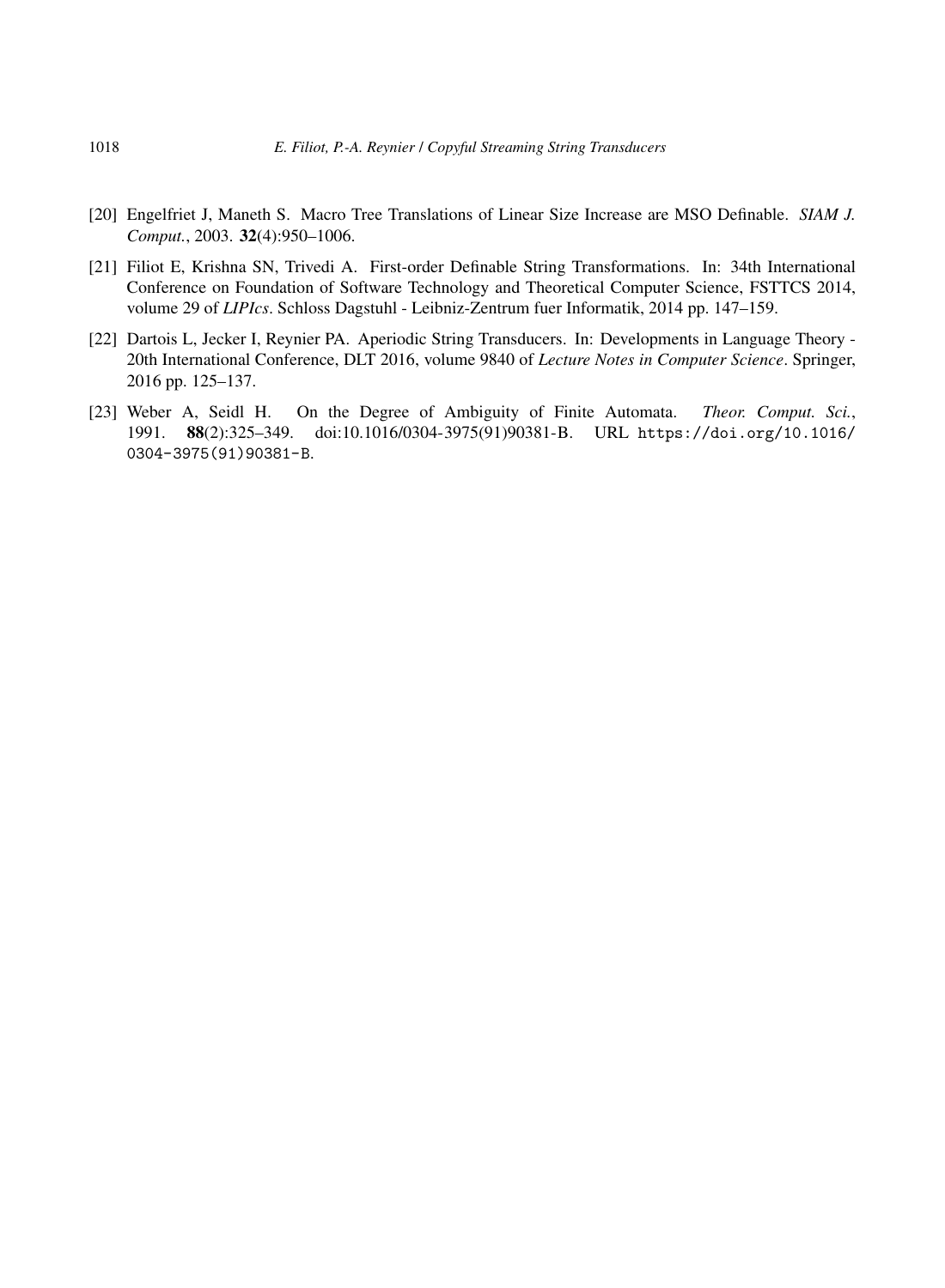[20] Engelfriet J, Maneth S. Macro Tree Translations of Linear Size Increase are MSO Definable. *SIAM J. Comput.*, 2003. **32**(4):950–1006.

[21] Filiot E, Krishna SN, Trivedi A. First-order Definable String Transformations. In: 34th International Conference on Foundation of Software Technology and Theoretical Computer Science, FSTTCS 2014, volume 29 of *LIPIcs*. Schloss Dagstuhl - Leibniz-Zentrum fuer Informatik, 2014 pp. 147–159.

[22] Dartois L, Jecker I, Reynier PA. Aperiodic String Transducers. In: Developments in Language Theory - 20th International Conference, DLT 2016, volume 9840 of *Lecture Notes in Computer Science*. Springer, 2016 pp. 125–137.

[23] Weber A, Seidl H. On the Degree of Ambiguity of Finite Automata. *Theor. Comput. Sci.*, 1991. **88**(2):325–349. doi:10.1016/0304-3975(91)90381-B. URL `https://doi.org/10.1016/0304-3975(91)90381-B`.